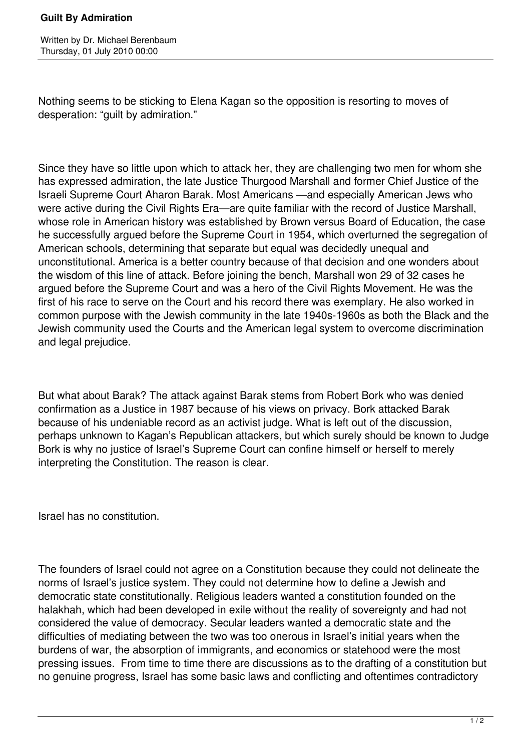# Guilt By Admiration

Written by Dr. Michael Berenbaum
Thursday, 01 July 2010 00:00

Nothing seems to be sticking to Elena Kagan so the opposition is resorting to moves of desperation: "guilt by admiration."

Since they have so little upon which to attack her, they are challenging two men for whom she has expressed admiration, the late Justice Thurgood Marshall and former Chief Justice of the Israeli Supreme Court Aharon Barak. Most Americans —and especially American Jews who were active during the Civil Rights Era—are quite familiar with the record of Justice Marshall, whose role in American history was established by Brown versus Board of Education, the case he successfully argued before the Supreme Court in 1954, which overturned the segregation of American schools, determining that separate but equal was decidedly unequal and unconstitutional. America is a better country because of that decision and one wonders about the wisdom of this line of attack. Before joining the bench, Marshall won 29 of 32 cases he argued before the Supreme Court and was a hero of the Civil Rights Movement. He was the first of his race to serve on the Court and his record there was exemplary. He also worked in common purpose with the Jewish community in the late 1940s-1960s as both the Black and the Jewish community used the Courts and the American legal system to overcome discrimination and legal prejudice.

But what about Barak? The attack against Barak stems from Robert Bork who was denied confirmation as a Justice in 1987 because of his views on privacy. Bork attacked Barak because of his undeniable record as an activist judge. What is left out of the discussion, perhaps unknown to Kagan's Republican attackers, but which surely should be known to Judge Bork is why no justice of Israel's Supreme Court can confine himself or herself to merely interpreting the Constitution. The reason is clear.

Israel has no constitution.

The founders of Israel could not agree on a Constitution because they could not delineate the norms of Israel's justice system. They could not determine how to define a Jewish and democratic state constitutionally. Religious leaders wanted a constitution founded on the halakhah, which had been developed in exile without the reality of sovereignty and had not considered the value of democracy. Secular leaders wanted a democratic state and the difficulties of mediating between the two was too onerous in Israel's initial years when the burdens of war, the absorption of immigrants, and economics or statehood were the most pressing issues. From time to time there are discussions as to the drafting of a constitution but no genuine progress, Israel has some basic laws and conflicting and oftentimes contradictory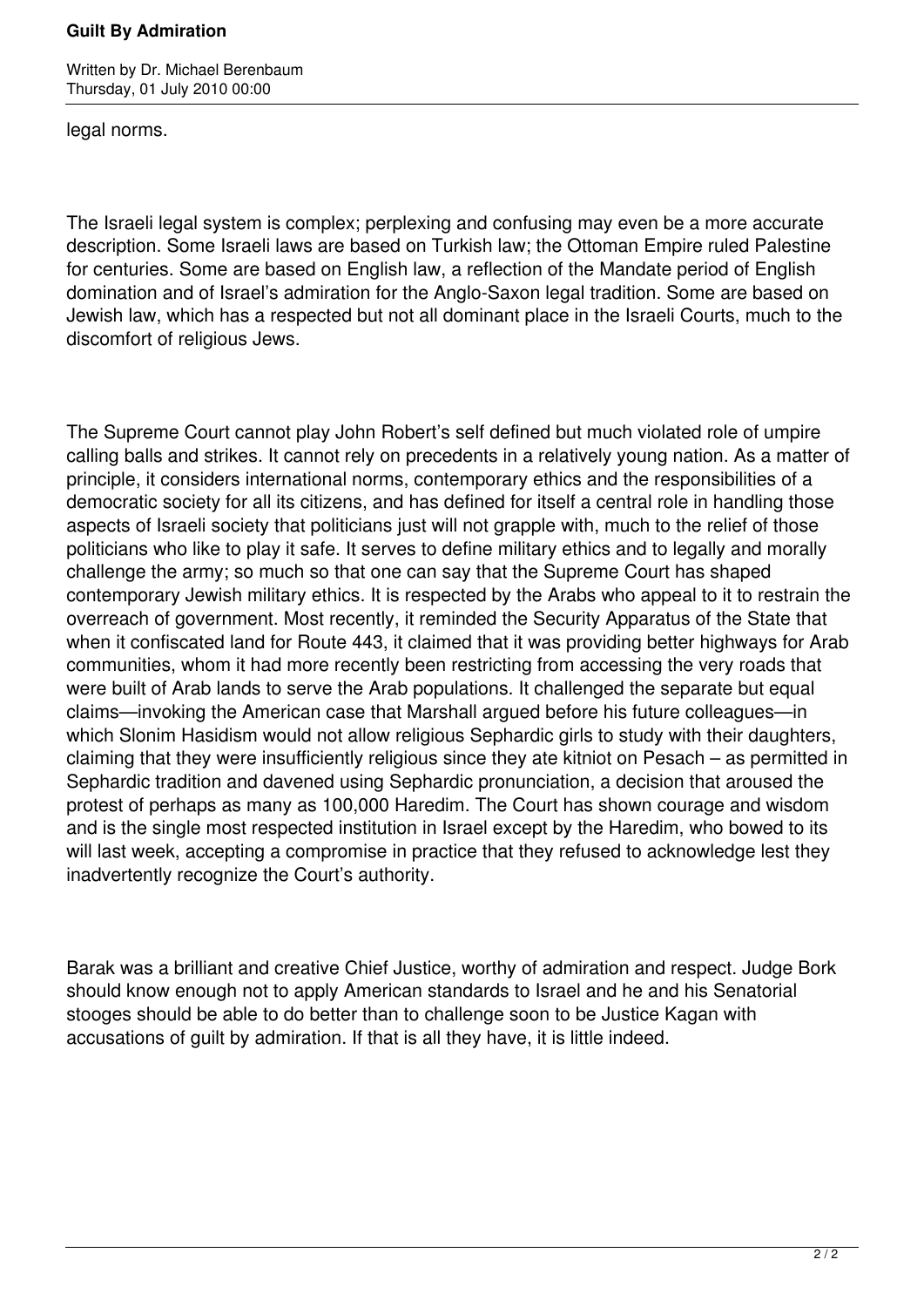legal norms.

The Israeli legal system is complex; perplexing and confusing may even be a more accurate description. Some Israeli laws are based on Turkish law; the Ottoman Empire ruled Palestine for centuries. Some are based on English law, a reflection of the Mandate period of English domination and of Israel's admiration for the Anglo-Saxon legal tradition. Some are based on Jewish law, which has a respected but not all dominant place in the Israeli Courts, much to the discomfort of religious Jews.

The Supreme Court cannot play John Robert's self defined but much violated role of umpire calling balls and strikes. It cannot rely on precedents in a relatively young nation. As a matter of principle, it considers international norms, contemporary ethics and the responsibilities of a democratic society for all its citizens, and has defined for itself a central role in handling those aspects of Israeli society that politicians just will not grapple with, much to the relief of those politicians who like to play it safe. It serves to define military ethics and to legally and morally challenge the army; so much so that one can say that the Supreme Court has shaped contemporary Jewish military ethics. It is respected by the Arabs who appeal to it to restrain the overreach of government. Most recently, it reminded the Security Apparatus of the State that when it confiscated land for Route 443, it claimed that it was providing better highways for Arab communities, whom it had more recently been restricting from accessing the very roads that were built of Arab lands to serve the Arab populations. It challenged the separate but equal claims—invoking the American case that Marshall argued before his future colleagues—in which Slonim Hasidism would not allow religious Sephardic girls to study with their daughters, claiming that they were insufficiently religious since they ate kitniot on Pesach – as permitted in Sephardic tradition and davened using Sephardic pronunciation, a decision that aroused the protest of perhaps as many as 100,000 Haredim. The Court has shown courage and wisdom and is the single most respected institution in Israel except by the Haredim, who bowed to its will last week, accepting a compromise in practice that they refused to acknowledge lest they inadvertently recognize the Court's authority.

Barak was a brilliant and creative Chief Justice, worthy of admiration and respect. Judge Bork should know enough not to apply American standards to Israel and he and his Senatorial stooges should be able to do better than to challenge soon to be Justice Kagan with accusations of guilt by admiration. If that is all they have, it is little indeed.